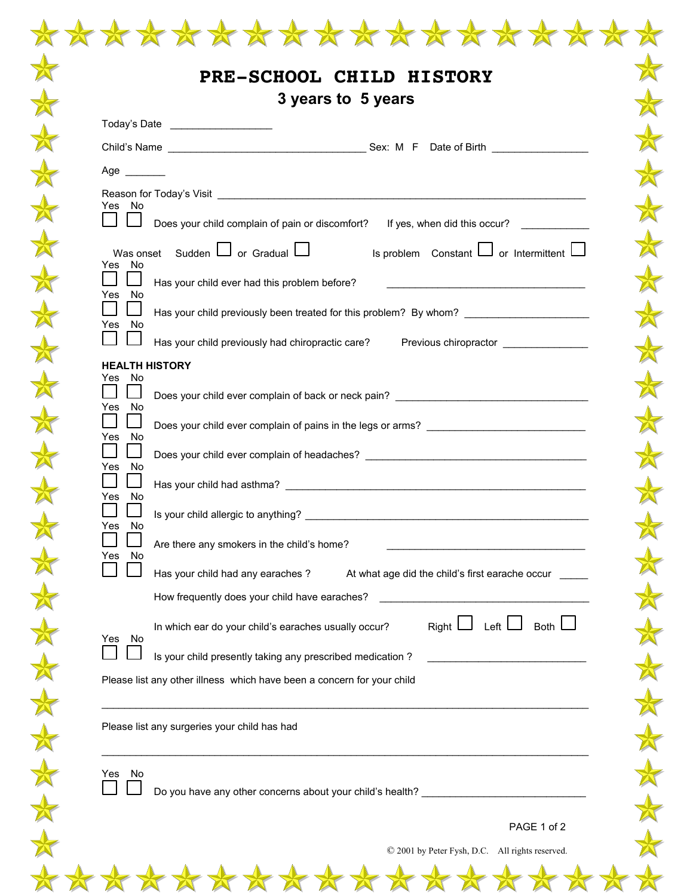# PRE-SCHOOL CHILD HISTORY

## 3 years to 5 years

Today's Date ________________

Child's Name ________________________________ Sex: M F Date of Birth _______________

Age _______

Reason for Today's Visit ____________________________________________________________

| Yes | No | |
|---|---|---|
| ☐ | ☐ | Does your child complain of pain or discomfort? If yes, when did this occur? ___________ |

Was onset Sudden ☐ or Gradual ☐ Is problem Constant ☐ or Intermittent ☐

| Yes | No | |
|---|---|---|
| ☐ | ☐ | Has your child ever had this problem before? ________________________________ |
| ☐ | ☐ | Has your child previously been treated for this problem? By whom? ____________________ |
| ☐ | ☐ | Has your child previously had chiropractic care? Previous chiropractor ______________ |

**HEALTH HISTORY**

| Yes | No | |
|---|---|---|
| ☐ | ☐ | Does your child ever complain of back or neck pain? ________________________________ |
| ☐ | ☐ | Does your child ever complain of pains in the legs or arms? ___________________________ |
| ☐ | ☐ | Does your child ever complain of headaches? _____________________________________ |
| ☐ | ☐ | Has your child had asthma? _____________________________________________ |
| ☐ | ☐ | Is your child allergic to anything? __________________________________________ |
| ☐ | ☐ | Are there any smokers in the child's home? ________________________________ |
| ☐ | ☐ | Has your child had any earaches ? At what age did the child's first earache occur _____ |

How frequently does your child have earaches? ____________________________________

In which ear do your child's earaches usually occur? Right ☐ Left ☐ Both ☐

| Yes | No | |
|---|---|---|
| ☐ | ☐ | Is your child presently taking any prescribed medication ? ___________________________ |

Please list any other illness which have been a concern for your child

______________________________________________________________________________

Please list any surgeries your child has had

______________________________________________________________________________

| Yes | No | |
|---|---|---|
| ☐ | ☐ | Do you have any other concerns about your child's health? ___________________________ |

© 2001 by Peter Fysh, D.C. All rights reserved.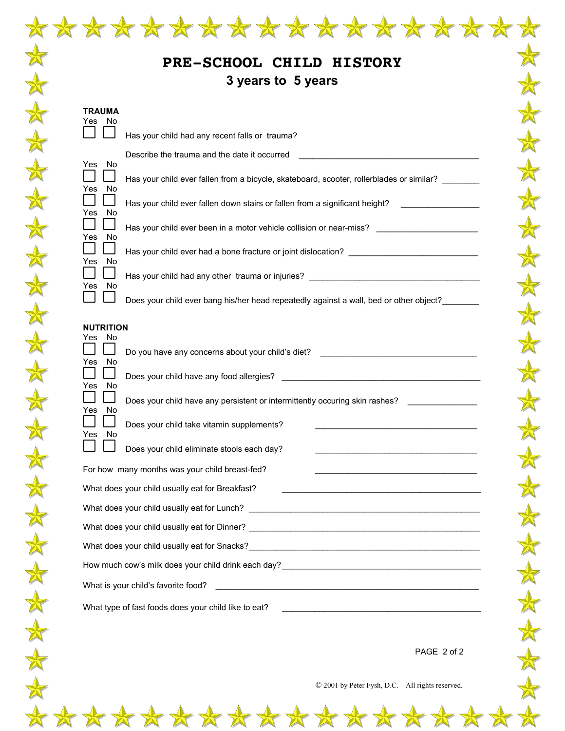# PRE-SCHOOL CHILD HISTORY

## 3 years to 5 years

### TRAUMA

| Yes | No | |
|---|---|---|
| ☐ | ☐ | Has your child had any recent falls or trauma? |
| | | Describe the trauma and the date it occurred ______________________________ |
| ☐ | ☐ | Has your child ever fallen from a bicycle, skateboard, scooter, rollerblades or similar? ________ |
| ☐ | ☐ | Has your child ever fallen down stairs or fallen from a significant height? ________________ |
| ☐ | ☐ | Has your child ever been in a motor vehicle collision or near-miss? ______________________ |
| ☐ | ☐ | Has your child ever had a bone fracture or joint dislocation? ____________________________ |
| ☐ | ☐ | Has your child had any other trauma or injuries? ______________________________________ |
| ☐ | ☐ | Does your child ever bang his/her head repeatedly against a wall, bed or other object?________ |

### NUTRITION

| Yes | No | |
|---|---|---|
| ☐ | ☐ | Do you have any concerns about your child's diet? ________________________________ |
| ☐ | ☐ | Does your child have any food allergies? ___________________________________________ |
| ☐ | ☐ | Does your child have any persistent or intermittently occuring skin rashes? ______________ |
| ☐ | ☐ | Does your child take vitamin supplements? __________________________________ |
| ☐ | ☐ | Does your child eliminate stools each day? __________________________________ |

For how many months was your child breast-fed? __________________________________

What does your child usually eat for Breakfast? ___________________________________________

What does your child usually eat for Lunch? ______________________________________________

What does your child usually eat for Dinner? _____________________________________________

What does your child usually eat for Snacks?_____________________________________________

How much cow's milk does your child drink each day?____________________________________

What is your child's favorite food? _______________________________________________________

What type of fast foods does your child like to eat? ____________________________________

© 2001 by Peter Fysh, D.C. All rights reserved.